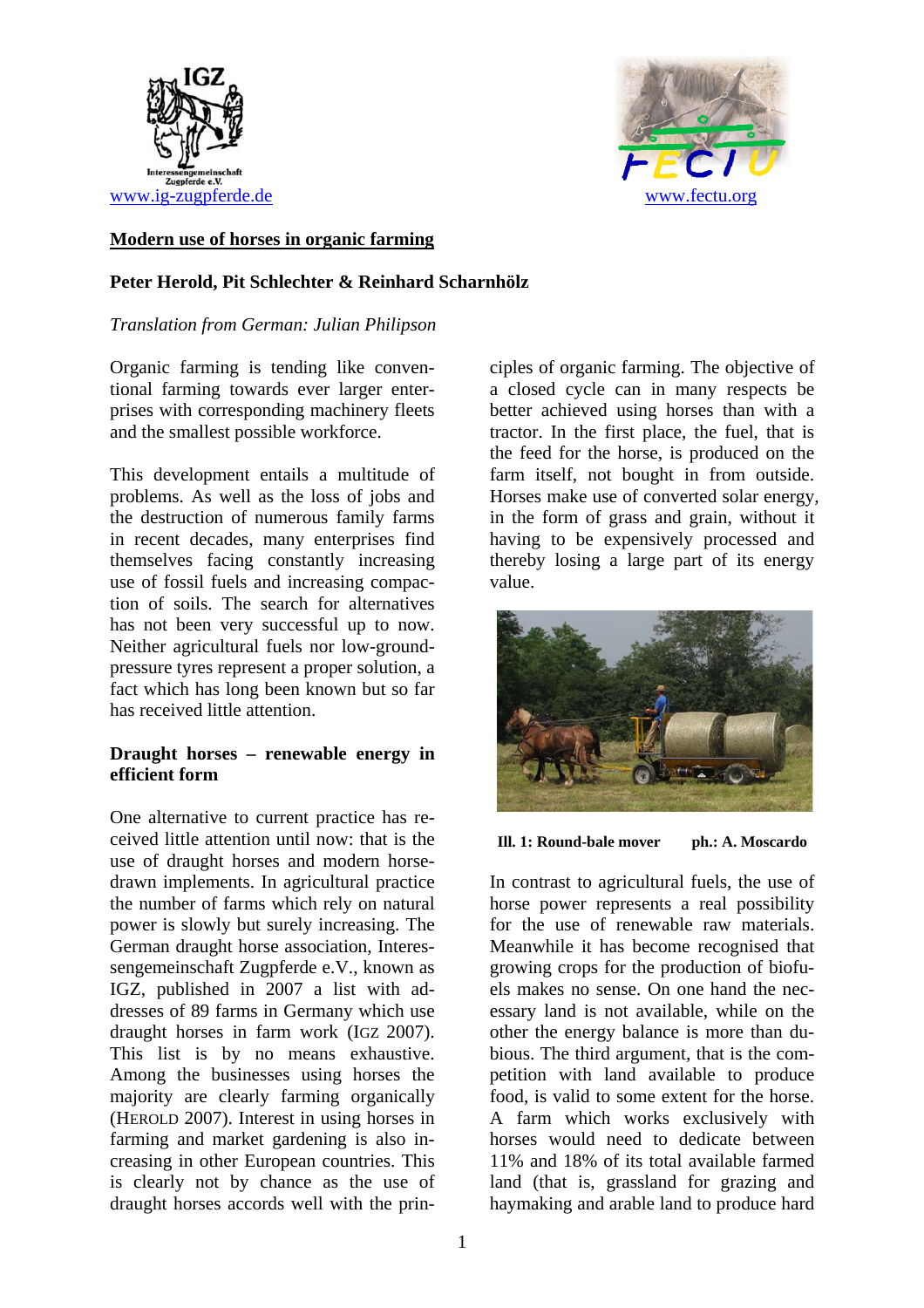www.ig-zugpferde.de

www.fectu.org

# Modern use of horses in organic farming

**Peter Herold, Pit Schlechter & Reinhard Scharnhölz**

*Translation from German: Julian Philipson*

Organic farming is tending like conventional farming towards ever larger enterprises with corresponding machinery fleets and the smallest possible workforce.

This development entails a multitude of problems. As well as the loss of jobs and the destruction of numerous family farms in recent decades, many enterprises find themselves facing constantly increasing use of fossil fuels and increasing compaction of soils. The search for alternatives has not been very successful up to now. Neither agricultural fuels nor low-ground-pressure tyres represent a proper solution, a fact which has long been known but so far has received little attention.

## Draught horses – renewable energy in efficient form

One alternative to current practice has received little attention until now: that is the use of draught horses and modern horse-drawn implements. In agricultural practice the number of farms which rely on natural power is slowly but surely increasing. The German draught horse association, Interessengemeinschaft Zugpferde e.V., known as IGZ, published in 2007 a list with addresses of 89 farms in Germany which use draught horses in farm work (IGZ 2007). This list is by no means exhaustive. Among the businesses using horses the majority are clearly farming organically (HEROLD 2007). Interest in using horses in farming and market gardening is also increasing in other European countries. This is clearly not by chance as the use of draught horses accords well with the principles of organic farming. The objective of a closed cycle can in many respects be better achieved using horses than with a tractor. In the first place, the fuel, that is the feed for the horse, is produced on the farm itself, not bought in from outside. Horses make use of converted solar energy, in the form of grass and grain, without it having to be expensively processed and thereby losing a large part of its energy value.

**Ill. 1: Round-bale mover ph.: A. Moscardo**

In contrast to agricultural fuels, the use of horse power represents a real possibility for the use of renewable raw materials. Meanwhile it has become recognised that growing crops for the production of biofuels makes no sense. On one hand the necessary land is not available, while on the other the energy balance is more than dubious. The third argument, that is the competition with land available to produce food, is valid to some extent for the horse. A farm which works exclusively with horses would need to dedicate between 11% and 18% of its total available farmed land (that is, grassland for grazing and haymaking and arable land to produce hard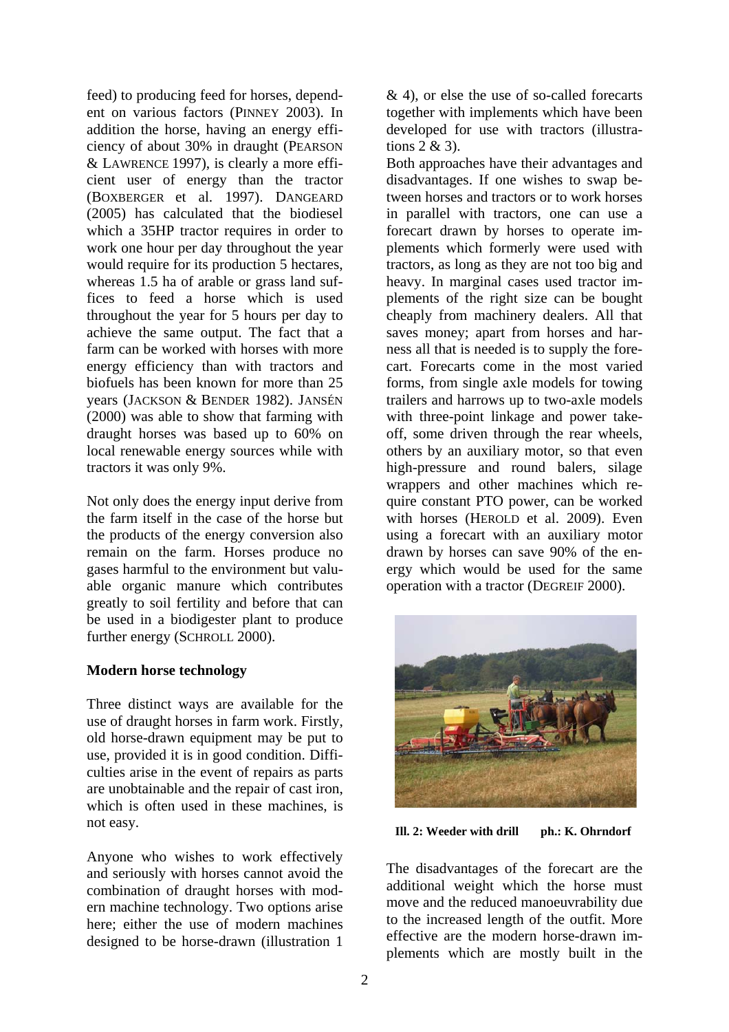feed) to producing feed for horses, dependent on various factors (PINNEY 2003). In addition the horse, having an energy efficiency of about 30% in draught (PEARSON & LAWRENCE 1997), is clearly a more efficient user of energy than the tractor (BOXBERGER et al. 1997). DANGEARD (2005) has calculated that the biodiesel which a 35HP tractor requires in order to work one hour per day throughout the year would require for its production 5 hectares, whereas 1.5 ha of arable or grass land suffices to feed a horse which is used throughout the year for 5 hours per day to achieve the same output. The fact that a farm can be worked with horses with more energy efficiency than with tractors and biofuels has been known for more than 25 years (JACKSON & BENDER 1982). JANSÉN (2000) was able to show that farming with draught horses was based up to 60% on local renewable energy sources while with tractors it was only 9%.

Not only does the energy input derive from the farm itself in the case of the horse but the products of the energy conversion also remain on the farm. Horses produce no gases harmful to the environment but valuable organic manure which contributes greatly to soil fertility and before that can be used in a biodigester plant to produce further energy (SCHROLL 2000).

**Modern horse technology**

Three distinct ways are available for the use of draught horses in farm work. Firstly, old horse-drawn equipment may be put to use, provided it is in good condition. Difficulties arise in the event of repairs as parts are unobtainable and the repair of cast iron, which is often used in these machines, is not easy.

Anyone who wishes to work effectively and seriously with horses cannot avoid the combination of draught horses with modern machine technology. Two options arise here; either the use of modern machines designed to be horse-drawn (illustration 1 & 4), or else the use of so-called forecarts together with implements which have been developed for use with tractors (illustrations 2 & 3).

Both approaches have their advantages and disadvantages. If one wishes to swap between horses and tractors or to work horses in parallel with tractors, one can use a forecart drawn by horses to operate implements which formerly were used with tractors, as long as they are not too big and heavy. In marginal cases used tractor implements of the right size can be bought cheaply from machinery dealers. All that saves money; apart from horses and harness all that is needed is to supply the forecart. Forecarts come in the most varied forms, from single axle models for towing trailers and harrows up to two-axle models with three-point linkage and power takeoff, some driven through the rear wheels, others by an auxiliary motor, so that even high-pressure and round balers, silage wrappers and other machines which require constant PTO power, can be worked with horses (HEROLD et al. 2009). Even using a forecart with an auxiliary motor drawn by horses can save 90% of the energy which would be used for the same operation with a tractor (DEGREIF 2000).

**Ill. 2: Weeder with drill ph.: K. Ohrndorf**

The disadvantages of the forecart are the additional weight which the horse must move and the reduced manoeuvrability due to the increased length of the outfit. More effective are the modern horse-drawn implements which are mostly built in the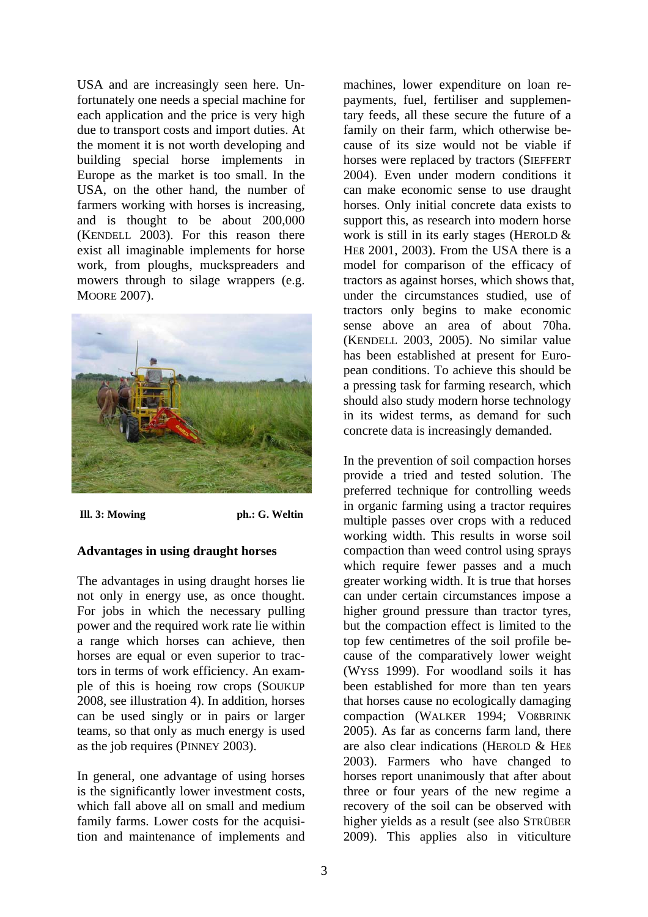USA and are increasingly seen here. Unfortunately one needs a special machine for each application and the price is very high due to transport costs and import duties. At the moment it is not worth developing and building special horse implements in Europe as the market is too small. In the USA, on the other hand, the number of farmers working with horses is increasing, and is thought to be about 200,000 (KENDELL 2003). For this reason there exist all imaginable implements for horse work, from ploughs, muckspreaders and mowers through to silage wrappers (e.g. MOORE 2007).

**Ill. 3: Mowing** **ph.: G. Weltin**

## Advantages in using draught horses

The advantages in using draught horses lie not only in energy use, as once thought. For jobs in which the necessary pulling power and the required work rate lie within a range which horses can achieve, then horses are equal or even superior to tractors in terms of work efficiency. An example of this is hoeing row crops (SOUKUP 2008, see illustration 4). In addition, horses can be used singly or in pairs or larger teams, so that only as much energy is used as the job requires (PINNEY 2003).

In general, one advantage of using horses is the significantly lower investment costs, which fall above all on small and medium family farms. Lower costs for the acquisition and maintenance of implements and machines, lower expenditure on loan repayments, fuel, fertiliser and supplementary feeds, all these secure the future of a family on their farm, which otherwise because of its size would not be viable if horses were replaced by tractors (SIEFFERT 2004). Even under modern conditions it can make economic sense to use draught horses. Only initial concrete data exists to support this, as research into modern horse work is still in its early stages (HEROLD & HEß 2001, 2003). From the USA there is a model for comparison of the efficacy of tractors as against horses, which shows that, under the circumstances studied, use of tractors only begins to make economic sense above an area of about 70ha. (KENDELL 2003, 2005). No similar value has been established at present for European conditions. To achieve this should be a pressing task for farming research, which should also study modern horse technology in its widest terms, as demand for such concrete data is increasingly demanded.

In the prevention of soil compaction horses provide a tried and tested solution. The preferred technique for controlling weeds in organic farming using a tractor requires multiple passes over crops with a reduced working width. This results in worse soil compaction than weed control using sprays which require fewer passes and a much greater working width. It is true that horses can under certain circumstances impose a higher ground pressure than tractor tyres, but the compaction effect is limited to the top few centimetres of the soil profile because of the comparatively lower weight (WYSS 1999). For woodland soils it has been established for more than ten years that horses cause no ecologically damaging compaction (WALKER 1994; VOßBRINK 2005). As far as concerns farm land, there are also clear indications (HEROLD & HEß 2003). Farmers who have changed to horses report unanimously that after about three or four years of the new regime a recovery of the soil can be observed with higher yields as a result (see also STRÜBER 2009). This applies also in viticulture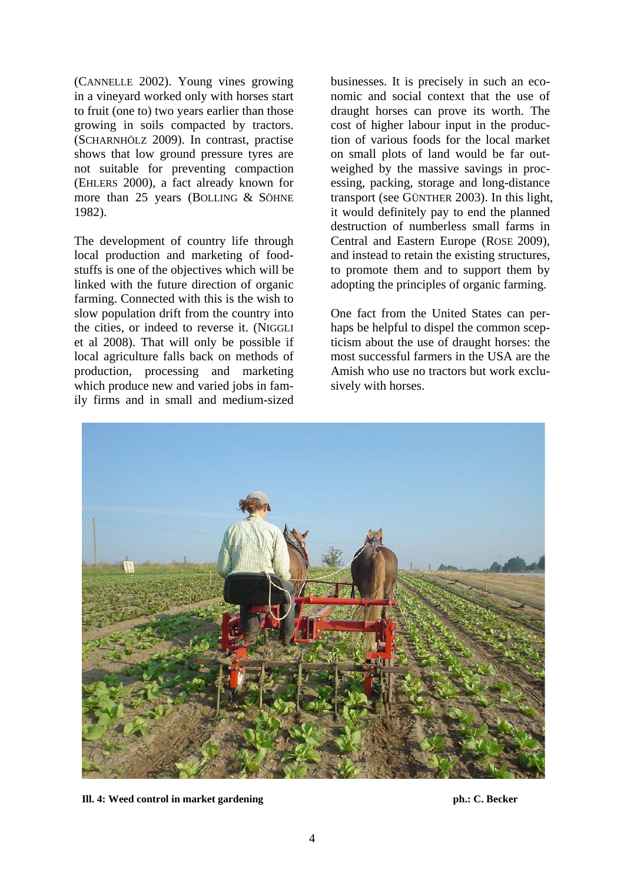(CANNELLE 2002). Young vines growing in a vineyard worked only with horses start to fruit (one to) two years earlier than those growing in soils compacted by tractors. (SCHARNHÖLZ 2009). In contrast, practise shows that low ground pressure tyres are not suitable for preventing compaction (EHLERS 2000), a fact already known for more than 25 years (BOLLING & SÖHNE 1982).

The development of country life through local production and marketing of foodstuffs is one of the objectives which will be linked with the future direction of organic farming. Connected with this is the wish to slow population drift from the country into the cities, or indeed to reverse it. (NIGGLI et al 2008). That will only be possible if local agriculture falls back on methods of production, processing and marketing which produce new and varied jobs in family firms and in small and medium-sized businesses. It is precisely in such an economic and social context that the use of draught horses can prove its worth. The cost of higher labour input in the production of various foods for the local market on small plots of land would be far outweighed by the massive savings in processing, packing, storage and long-distance transport (see GÜNTHER 2003). In this light, it would definitely pay to end the planned destruction of numberless small farms in Central and Eastern Europe (ROSE 2009), and instead to retain the existing structures, to promote them and to support them by adopting the principles of organic farming.

One fact from the United States can perhaps be helpful to dispel the common scepticism about the use of draught horses: the most successful farmers in the USA are the Amish who use no tractors but work exclusively with horses.

**Ill. 4: Weed control in market gardening** **ph.: C. Becker**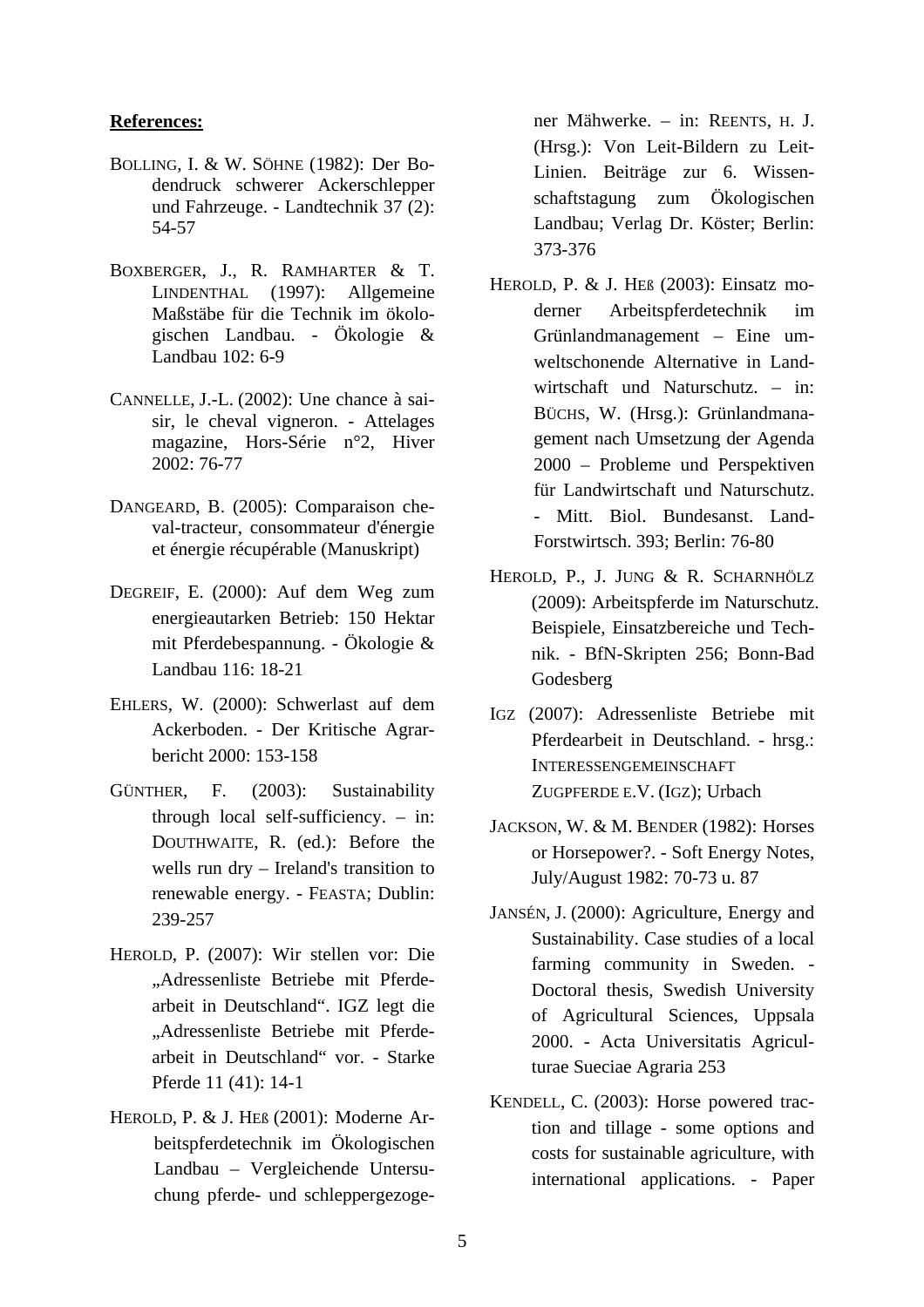**References:**

BOLLING, I. & W. SÖHNE (1982): Der Bodendruck schwerer Ackerschlepper und Fahrzeuge. - Landtechnik 37 (2): 54-57

BOXBERGER, J., R. RAMHARTER & T. LINDENTHAL (1997): Allgemeine Maßstäbe für die Technik im ökologischen Landbau. - Ökologie & Landbau 102: 6-9

CANNELLE, J.-L. (2002): Une chance à saisir, le cheval vigneron. - Attelages magazine, Hors-Série n°2, Hiver 2002: 76-77

DANGEARD, B. (2005): Comparaison cheval-tracteur, consommateur d'énergie et énergie récupérable (Manuskript)

DEGREIF, E. (2000): Auf dem Weg zum energieautarken Betrieb: 150 Hektar mit Pferdebespannung. - Ökologie & Landbau 116: 18-21

EHLERS, W. (2000): Schwerlast auf dem Ackerboden. - Der Kritische Agrarbericht 2000: 153-158

GÜNTHER, F. (2003): Sustainability through local self-sufficiency. – in: DOUTHWAITE, R. (ed.): Before the wells run dry – Ireland's transition to renewable energy. - FEASTA; Dublin: 239-257

HEROLD, P. (2007): Wir stellen vor: Die „Adressenliste Betriebe mit Pferdearbeit in Deutschland". IGZ legt die „Adressenliste Betriebe mit Pferdearbeit in Deutschland" vor. - Starke Pferde 11 (41): 14-1

HEROLD, P. & J. HEß (2001): Moderne Arbeitspferdetechnik im Ökologischen Landbau – Vergleichende Untersuchung pferde- und schleppergezogener Mähwerke. – in: REENTS, H. J. (Hrsg.): Von Leit-Bildern zu Leit-Linien. Beiträge zur 6. Wissenschaftstagung zum Ökologischen Landbau; Verlag Dr. Köster; Berlin: 373-376

HEROLD, P. & J. HEß (2003): Einsatz moderner Arbeitspferdetechnik im Grünlandmanagement – Eine umweltschonende Alternative in Landwirtschaft und Naturschutz. – in: BÜCHS, W. (Hrsg.): Grünlandmanagement nach Umsetzung der Agenda 2000 – Probleme und Perspektiven für Landwirtschaft und Naturschutz. - Mitt. Biol. Bundesanst. Land-Forstwirtsch. 393; Berlin: 76-80

HEROLD, P., J. JUNG & R. SCHARNHÖLZ (2009): Arbeitspferde im Naturschutz. Beispiele, Einsatzbereiche und Technik. - BfN-Skripten 256; Bonn-Bad Godesberg

IGZ (2007): Adressenliste Betriebe mit Pferdearbeit in Deutschland. - hrsg.: INTERESSENGEMEINSCHAFT ZUGPFERDE E.V. (IGZ); Urbach

JACKSON, W. & M. BENDER (1982): Horses or Horsepower?. - Soft Energy Notes, July/August 1982: 70-73 u. 87

JANSÉN, J. (2000): Agriculture, Energy and Sustainability. Case studies of a local farming community in Sweden. - Doctoral thesis, Swedish University of Agricultural Sciences, Uppsala 2000. - Acta Universitatis Agriculturae Sueciae Agraria 253

KENDELL, C. (2003): Horse powered traction and tillage - some options and costs for sustainable agriculture, with international applications. - Paper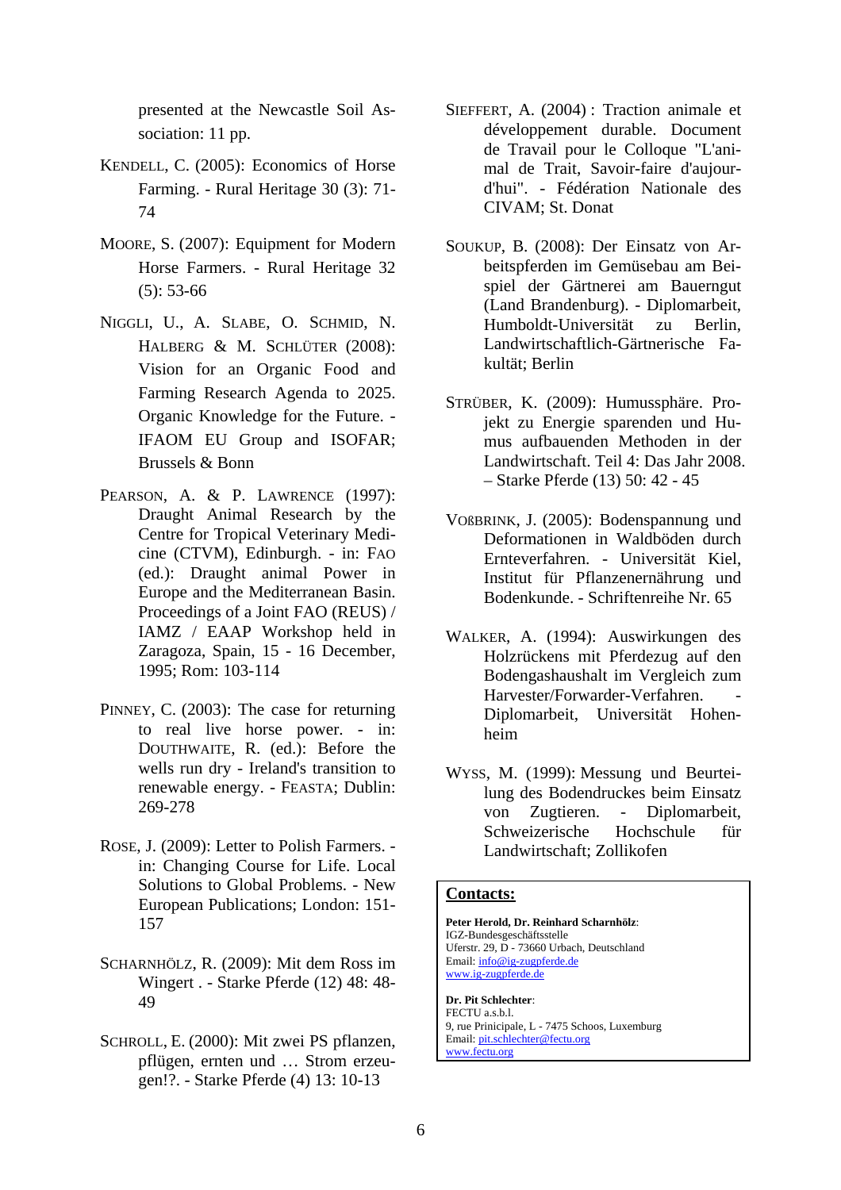presented at the Newcastle Soil Association: 11 pp.

KENDELL, C. (2005): Economics of Horse Farming. - Rural Heritage 30 (3): 71-74

MOORE, S. (2007): Equipment for Modern Horse Farmers. - Rural Heritage 32 (5): 53-66

NIGGLI, U., A. SLABE, O. SCHMID, N. HALBERG & M. SCHLÜTER (2008): Vision for an Organic Food and Farming Research Agenda to 2025. Organic Knowledge for the Future. - IFAOM EU Group and ISOFAR; Brussels & Bonn

PEARSON, A. & P. LAWRENCE (1997): Draught Animal Research by the Centre for Tropical Veterinary Medicine (CTVM), Edinburgh. - in: FAO (ed.): Draught animal Power in Europe and the Mediterranean Basin. Proceedings of a Joint FAO (REUS) / IAMZ / EAAP Workshop held in Zaragoza, Spain, 15 - 16 December, 1995; Rom: 103-114

PINNEY, C. (2003): The case for returning to real live horse power. - in: DOUTHWAITE, R. (ed.): Before the wells run dry - Ireland's transition to renewable energy. - FEASTA; Dublin: 269-278

ROSE, J. (2009): Letter to Polish Farmers. - in: Changing Course for Life. Local Solutions to Global Problems. - New European Publications; London: 151-157

SCHARNHÖLZ, R. (2009): Mit dem Ross im Wingert . - Starke Pferde (12) 48: 48-49

SCHROLL, E. (2000): Mit zwei PS pflanzen, pflügen, ernten und … Strom erzeugen!?. - Starke Pferde (4) 13: 10-13

SIEFFERT, A. (2004) : Traction animale et développement durable. Document de Travail pour le Colloque "L'animal de Trait, Savoir-faire d'aujourd'hui". - Fédération Nationale des CIVAM; St. Donat

SOUKUP, B. (2008): Der Einsatz von Arbeitspferden im Gemüsebau am Beispiel der Gärtnerei am Bauerngut (Land Brandenburg). - Diplomarbeit, Humboldt-Universität zu Berlin, Landwirtschaftlich-Gärtnerische Fakultät; Berlin

STRÜBER, K. (2009): Humussphäre. Projekt zu Energie sparenden und Humus aufbauenden Methoden in der Landwirtschaft. Teil 4: Das Jahr 2008. – Starke Pferde (13) 50: 42 - 45

VOßBRINK, J. (2005): Bodenspannung und Deformationen in Waldböden durch Ernteverfahren. - Universität Kiel, Institut für Pflanzenernährung und Bodenkunde. - Schriftenreihe Nr. 65

WALKER, A. (1994): Auswirkungen des Holzrückens mit Pferdezug auf den Bodengashaushalt im Vergleich zum Harvester/Forwarder-Verfahren. - Diplomarbeit, Universität Hohenheim

WYSS, M. (1999): Messung und Beurteilung des Bodendruckes beim Einsatz von Zugtieren. - Diplomarbeit, Schweizerische Hochschule für Landwirtschaft; Zollikofen

**Contacts:**

**Peter Herold, Dr. Reinhard Scharnhölz**:
IGZ-Bundesgeschäftsstelle
Uferstr. 29, D - 73660 Urbach, Deutschland
Email: info@ig-zugpferde.de
www.ig-zugpferde.de

**Dr. Pit Schlechter**:
FECTU a.s.b.l.
9, rue Prinicipale, L - 7475 Schoos, Luxemburg
Email: pit.schlechter@fectu.org
www.fectu.org